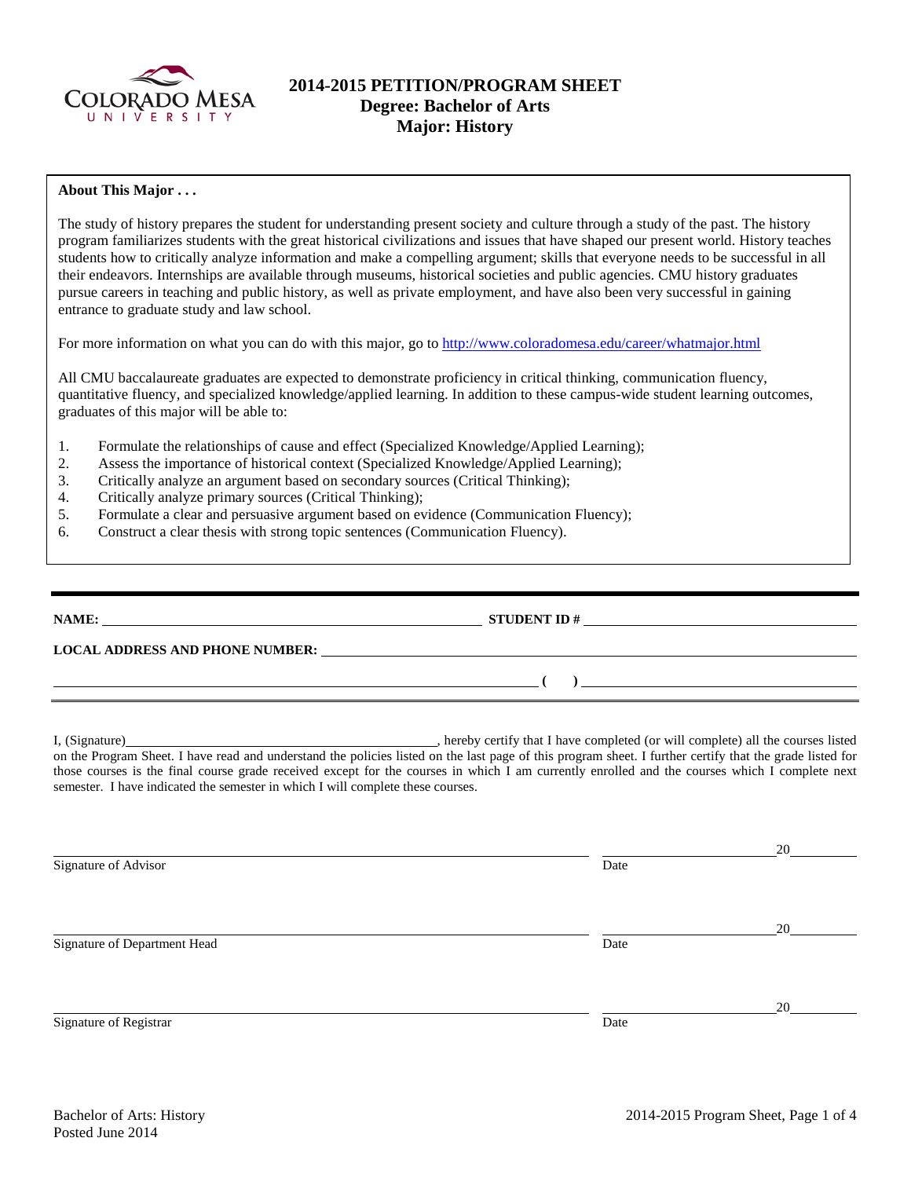# 2014-2015 PETITION/PROGRAM SHEET
## Degree: Bachelor of Arts
## Major: History

**About This Major . . .**

The study of history prepares the student for understanding present society and culture through a study of the past. The history program familiarizes students with the great historical civilizations and issues that have shaped our present world. History teaches students how to critically analyze information and make a compelling argument; skills that everyone needs to be successful in all their endeavors. Internships are available through museums, historical societies and public agencies. CMU history graduates pursue careers in teaching and public history, as well as private employment, and have also been very successful in gaining entrance to graduate study and law school.

For more information on what you can do with this major, go to http://www.coloradomesa.edu/career/whatmajor.html

All CMU baccalaureate graduates are expected to demonstrate proficiency in critical thinking, communication fluency, quantitative fluency, and specialized knowledge/applied learning. In addition to these campus-wide student learning outcomes, graduates of this major will be able to:

1. Formulate the relationships of cause and effect (Specialized Knowledge/Applied Learning);
2. Assess the importance of historical context (Specialized Knowledge/Applied Learning);
3. Critically analyze an argument based on secondary sources (Critical Thinking);
4. Critically analyze primary sources (Critical Thinking);
5. Formulate a clear and persuasive argument based on evidence (Communication Fluency);
6. Construct a clear thesis with strong topic sentences (Communication Fluency).

---

**NAME:** ____________________ **STUDENT ID #** ____________________

**LOCAL ADDRESS AND PHONE NUMBER:** ____________________

____________________ **( )** ____________________

I, (Signature)____________________, hereby certify that I have completed (or will complete) all the courses listed on the Program Sheet. I have read and understand the policies listed on the last page of this program sheet. I further certify that the grade listed for those courses is the final course grade received except for the courses in which I am currently enrolled and the courses which I complete next semester. I have indicated the semester in which I will complete these courses.

____________________ ____________20____
Signature of Advisor Date

____________________ ____________20____
Signature of Department Head Date

____________________ ____________20____
Signature of Registrar Date

Bachelor of Arts: History
Posted June 2014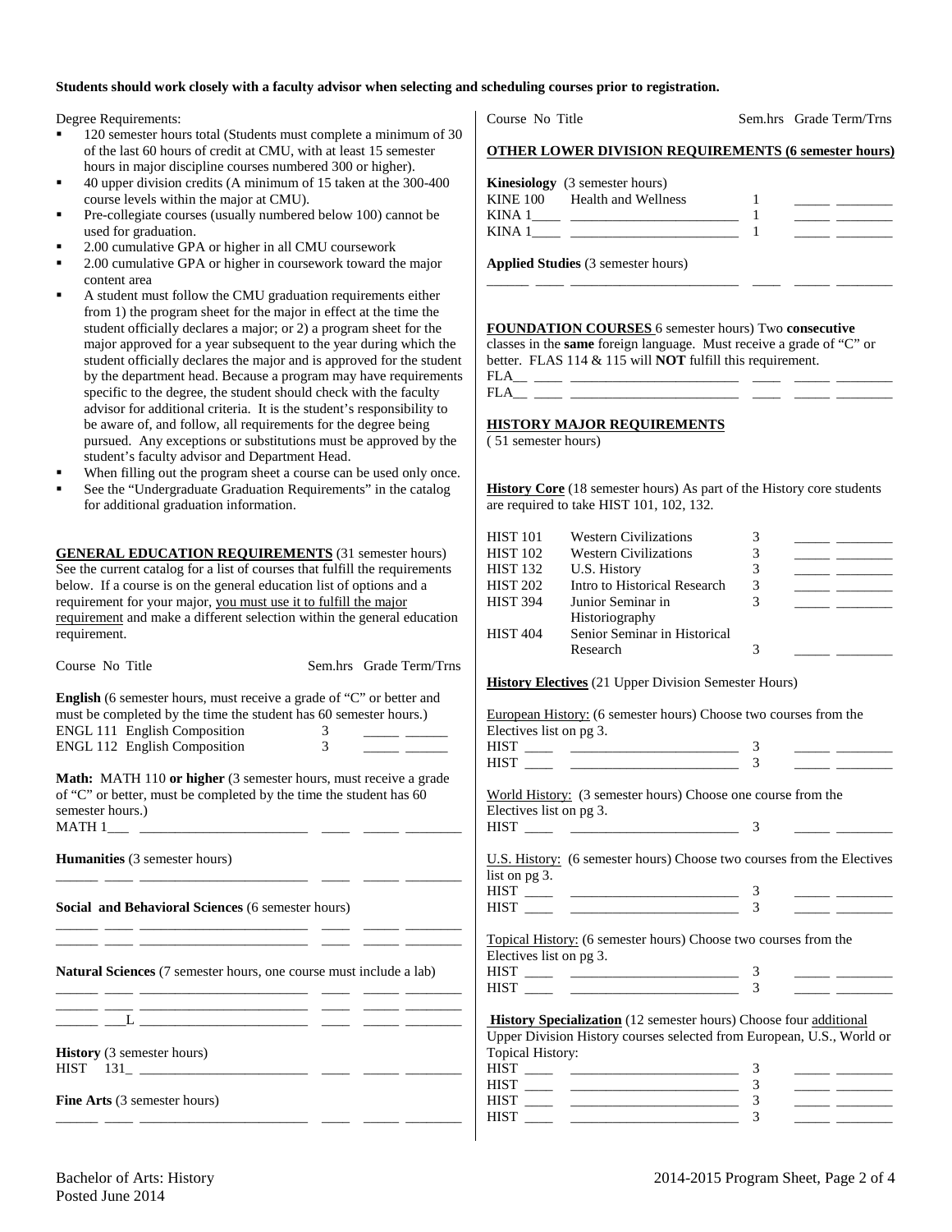**Students should work closely with a faculty advisor when selecting and scheduling courses prior to registration.**

Degree Requirements:

- 120 semester hours total (Students must complete a minimum of 30 of the last 60 hours of credit at CMU, with at least 15 semester hours in major discipline courses numbered 300 or higher).
- 40 upper division credits (A minimum of 15 taken at the 300-400 course levels within the major at CMU).
- Pre-collegiate courses (usually numbered below 100) cannot be used for graduation.
- 2.00 cumulative GPA or higher in all CMU coursework
- 2.00 cumulative GPA or higher in coursework toward the major content area
- A student must follow the CMU graduation requirements either from 1) the program sheet for the major in effect at the time the student officially declares a major; or 2) a program sheet for the major approved for a year subsequent to the year during which the student officially declares the major and is approved for the student by the department head. Because a program may have requirements specific to the degree, the student should check with the faculty advisor for additional criteria. It is the student's responsibility to be aware of, and follow, all requirements for the degree being pursued. Any exceptions or substitutions must be approved by the student's faculty advisor and Department Head.
- When filling out the program sheet a course can be used only once.
- See the "Undergraduate Graduation Requirements" in the catalog for additional graduation information.

**GENERAL EDUCATION REQUIREMENTS** (31 semester hours) See the current catalog for a list of courses that fulfill the requirements below. If a course is on the general education list of options and a requirement for your major, you must use it to fulfill the major requirement and make a different selection within the general education requirement.

| Course No | Title | Sem.hrs | Grade | Term/Trns |
|---|---|---|---|---|
| **English** (6 semester hours, must receive a grade of "C" or better and must be completed by the time the student has 60 semester hours.) | | | | |
| ENGL 111 | English Composition | 3 | _____ | ______ |
| ENGL 112 | English Composition | 3 | _____ | ______ |
| **Math:** MATH 110 **or higher** (3 semester hours, must receive a grade of "C" or better, must be completed by the time the student has 60 semester hours.) | | | | |
| MATH 1___ | ________________________ | ____ | _____ | ________ |
| **Humanities** (3 semester hours) | | | | |
| ______ ____ | ________________________ | ____ | _____ | ________ |
| **Social and Behavioral Sciences** (6 semester hours) | | | | |
| ______ ____ | ________________________ | ____ | _____ | ________ |
| ______ ____ | ________________________ | ____ | _____ | ________ |
| **Natural Sciences** (7 semester hours, one course must include a lab) | | | | |
| ______ ____ | ________________________ | ____ | _____ | ________ |
| ______ ____ | ________________________ | ____ | _____ | ________ |
| ______ ___L | ________________________ | ____ | _____ | ________ |
| **History** (3 semester hours) | | | | |
| HIST 131_ | ________________________ | ____ | _____ | ________ |
| **Fine Arts** (3 semester hours) | | | | |
| ______ ____ | ________________________ | ____ | _____ | ________ |

| Course No | Title | Sem.hrs | Grade | Term/Trns |
|---|---|---|---|---|
| **OTHER LOWER DIVISION REQUIREMENTS (6 semester hours)** | | | | |
| **Kinesiology** (3 semester hours) | | | | |
| KINE 100 | Health and Wellness | 1 | _____ | ________ |
| KINA 1____ | ________________________ | 1 | _____ | ________ |
| KINA 1____ | ________________________ | 1 | _____ | ________ |
| **Applied Studies** (3 semester hours) | | | | |
| ______ ____ | ________________________ | ____ | _____ | ________ |

**FOUNDATION COURSES** 6 semester hours) Two **consecutive** classes in the **same** foreign language. Must receive a grade of "C" or better. FLAS 114 & 115 will **NOT** fulfill this requirement.

| Course No | Title | Sem.hrs | Grade | Term/Trns |
|---|---|---|---|---|
| FLA__ ____ | ________________________ | ____ | _____ | ________ |
| FLA__ ____ | ________________________ | ____ | _____ | ________ |

**HISTORY MAJOR REQUIREMENTS**
( 51 semester hours)

**History Core** (18 semester hours) As part of the History core students are required to take HIST 101, 102, 132.

| Course No | Title | Sem.hrs | Grade | Term/Trns |
|---|---|---|---|---|
| HIST 101 | Western Civilizations | 3 | _____ | ________ |
| HIST 102 | Western Civilizations | 3 | _____ | ________ |
| HIST 132 | U.S. History | 3 | _____ | ________ |
| HIST 202 | Intro to Historical Research | 3 | _____ | ________ |
| HIST 394 | Junior Seminar in Historiography | 3 | _____ | ________ |
| HIST 404 | Senior Seminar in Historical Research | 3 | _____ | ________ |

**History Electives** (21 Upper Division Semester Hours)

European History: (6 semester hours) Choose two courses from the Electives list on pg 3.

| Course No | Title | Sem.hrs | Grade | Term/Trns |
|---|---|---|---|---|
| HIST ____ | ________________________ | 3 | _____ | ________ |
| HIST ____ | ________________________ | 3 | _____ | ________ |

World History: (3 semester hours) Choose one course from the Electives list on pg 3.

| Course No | Title | Sem.hrs | Grade | Term/Trns |
|---|---|---|---|---|
| HIST ____ | ________________________ | 3 | _____ | ________ |

U.S. History: (6 semester hours) Choose two courses from the Electives list on pg 3.

| Course No | Title | Sem.hrs | Grade | Term/Trns |
|---|---|---|---|---|
| HIST ____ | ________________________ | 3 | _____ | ________ |
| HIST ____ | ________________________ | 3 | _____ | ________ |

Topical History: (6 semester hours) Choose two courses from the Electives list on pg 3.

| Course No | Title | Sem.hrs | Grade | Term/Trns |
|---|---|---|---|---|
| HIST ____ | ________________________ | 3 | _____ | ________ |
| HIST ____ | ________________________ | 3 | _____ | ________ |

**History Specialization** (12 semester hours) Choose four additional Upper Division History courses selected from European, U.S., World or Topical History:

| Course No | Title | Sem.hrs | Grade | Term/Trns |
|---|---|---|---|---|
| HIST ____ | ________________________ | 3 | _____ | ________ |
| HIST ____ | ________________________ | 3 | _____ | ________ |
| HIST ____ | ________________________ | 3 | _____ | ________ |
| HIST ____ | ________________________ | 3 | _____ | ________ |

Bachelor of Arts: History
Posted June 2014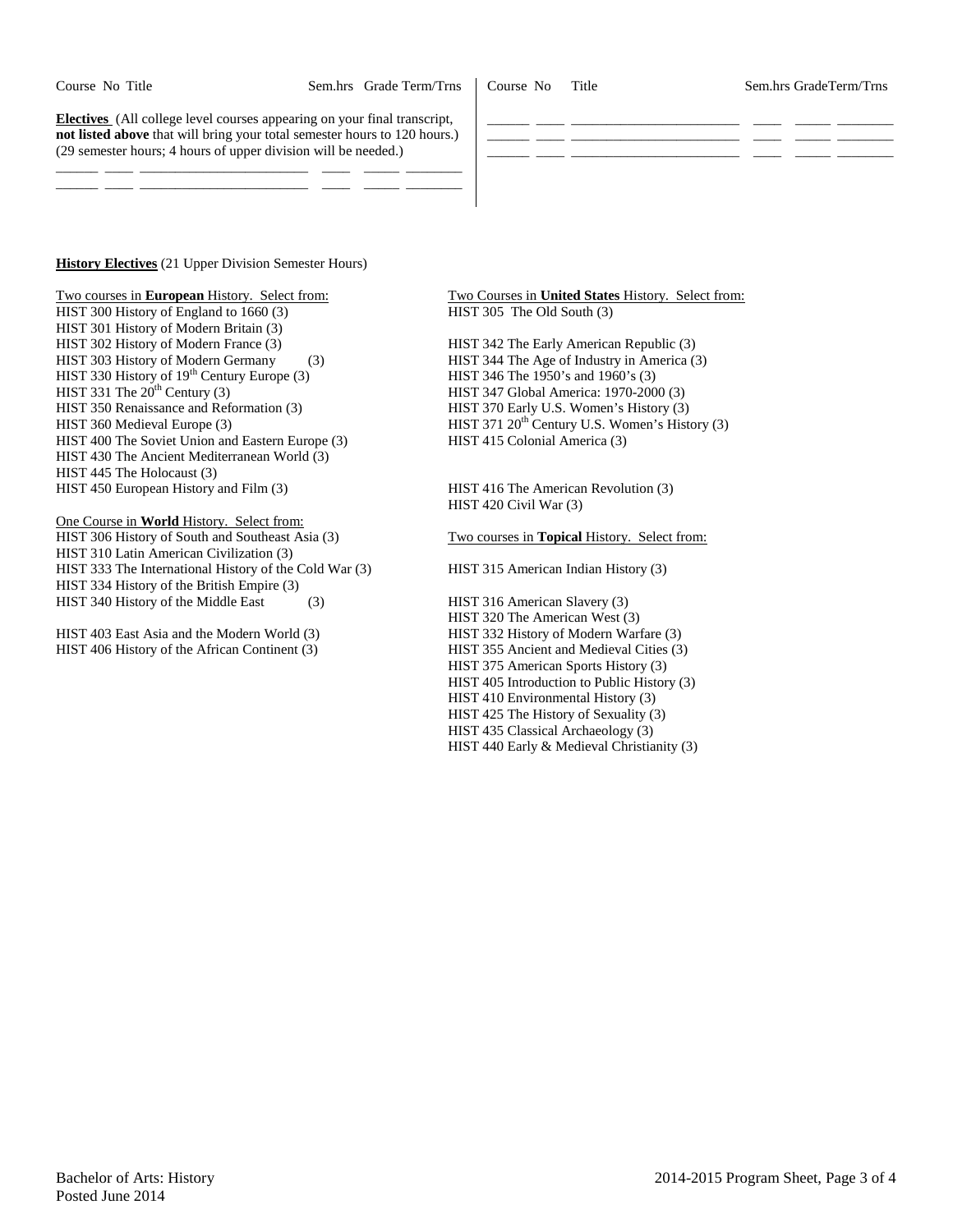| Course No | Title | Sem.hrs | Grade | Term/Trns |
| --- | --- | --- | --- | --- |

**Electives** (All college level courses appearing on your final transcript, **not listed above** that will bring your total semester hours to 120 hours.) (29 semester hours; 4 hours of upper division will be needed.)

| Course No | Title | Sem.hrs | Grade | Term/Trns |
| --- | --- | --- | --- | --- |
| | | | | |
| | | | | |
| | | | | |
| | | | | |
| | | | | |

**History Electives** (21 Upper Division Semester Hours)

Two courses in **European** History. Select from:

HIST 300 History of England to 1660 (3)
HIST 301 History of Modern Britain (3)
HIST 302 History of Modern France (3)
HIST 303 History of Modern Germany (3)
HIST 330 History of 19th Century Europe (3)
HIST 331 The 20th Century (3)
HIST 350 Renaissance and Reformation (3)
HIST 360 Medieval Europe (3)
HIST 400 The Soviet Union and Eastern Europe (3)
HIST 430 The Ancient Mediterranean World (3)
HIST 445 The Holocaust (3)
HIST 450 European History and Film (3)

One Course in **World** History. Select from:

HIST 306 History of South and Southeast Asia (3)
HIST 310 Latin American Civilization (3)
HIST 333 The International History of the Cold War (3)
HIST 334 History of the British Empire (3)
HIST 340 History of the Middle East (3)

HIST 403 East Asia and the Modern World (3)
HIST 406 History of the African Continent (3)

Two Courses in **United States** History. Select from:

HIST 305 The Old South (3)

HIST 342 The Early American Republic (3)
HIST 344 The Age of Industry in America (3)
HIST 346 The 1950's and 1960's (3)
HIST 347 Global America: 1970-2000 (3)
HIST 370 Early U.S. Women's History (3)
HIST 371 20th Century U.S. Women's History (3)
HIST 415 Colonial America (3)

HIST 416 The American Revolution (3)
HIST 420 Civil War (3)

Two courses in **Topical** History. Select from:

HIST 315 American Indian History (3)

HIST 316 American Slavery (3)
HIST 320 The American West (3)
HIST 332 History of Modern Warfare (3)
HIST 355 Ancient and Medieval Cities (3)
HIST 375 American Sports History (3)
HIST 405 Introduction to Public History (3)
HIST 410 Environmental History (3)
HIST 425 The History of Sexuality (3)
HIST 435 Classical Archaeology (3)
HIST 440 Early & Medieval Christianity (3)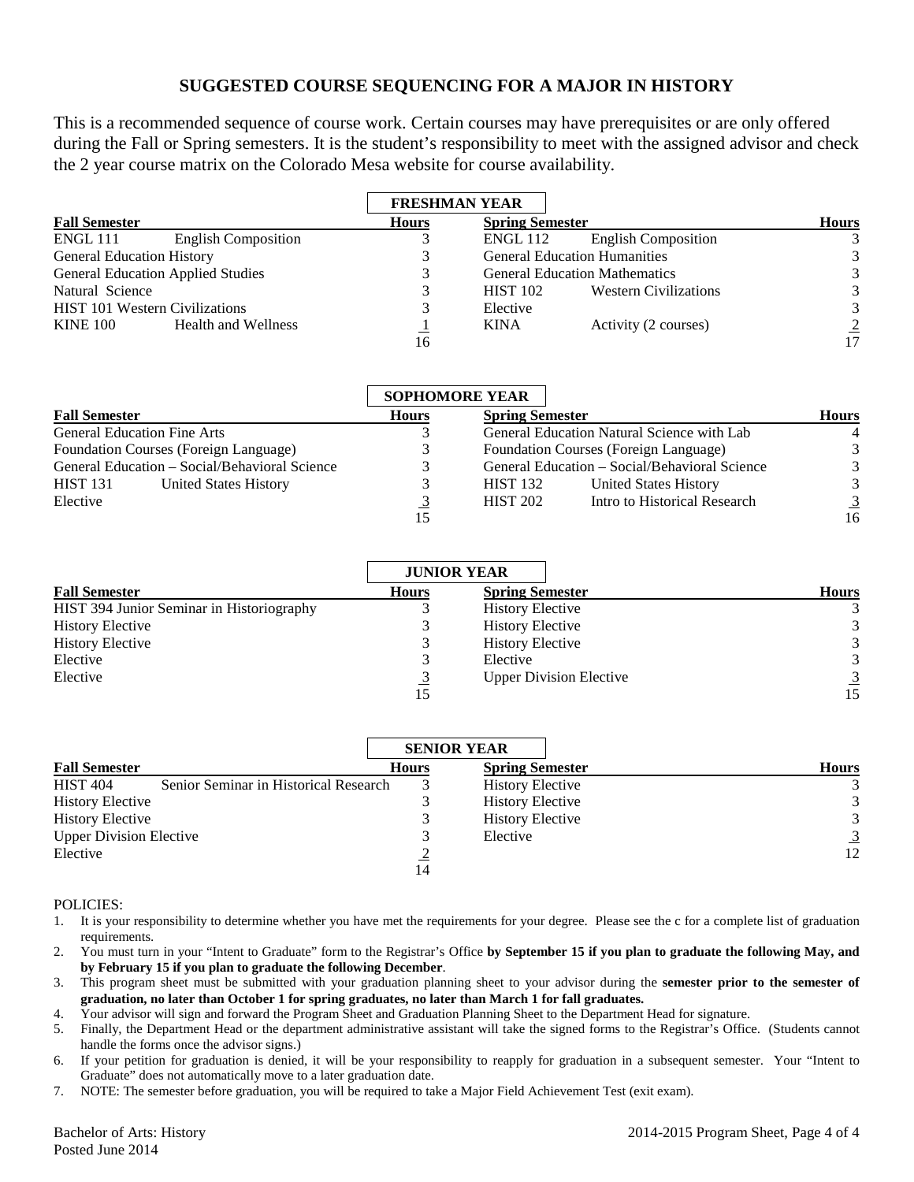# SUGGESTED COURSE SEQUENCING FOR A MAJOR IN HISTORY

This is a recommended sequence of course work. Certain courses may have prerequisites or are only offered during the Fall or Spring semesters. It is the student's responsibility to meet with the assigned advisor and check the 2 year course matrix on the Colorado Mesa website for course availability.

## FRESHMAN YEAR

| Fall Semester | | Hours | Spring Semester | | Hours |
|---|---|---|---|---|---|
| ENGL 111 | English Composition | 3 | ENGL 112 | English Composition | 3 |
| General Education History | | 3 | General Education Humanities | | 3 |
| General Education Applied Studies | | 3 | General Education Mathematics | | 3 |
| Natural Science | | 3 | HIST 102 | Western Civilizations | 3 |
| HIST 101 Western Civilizations | | 3 | Elective | | 3 |
| KINE 100 | Health and Wellness | 1 | KINA | Activity (2 courses) | 2 |
| | | 16 | | | 17 |

## SOPHOMORE YEAR

| Fall Semester | | Hours | Spring Semester | | Hours |
|---|---|---|---|---|---|
| General Education Fine Arts | | 3 | General Education Natural Science with Lab | | 4 |
| Foundation Courses (Foreign Language) | | 3 | Foundation Courses (Foreign Language) | | 3 |
| General Education – Social/Behavioral Science | | 3 | General Education – Social/Behavioral Science | | 3 |
| HIST 131 | United States History | 3 | HIST 132 | United States History | 3 |
| Elective | | 3 | HIST 202 | Intro to Historical Research | 3 |
| | | 15 | | | 16 |

## JUNIOR YEAR

| Fall Semester | | Hours | Spring Semester | | Hours |
|---|---|---|---|---|---|
| HIST 394 Junior Seminar in Historiography | | 3 | History Elective | | 3 |
| History Elective | | 3 | History Elective | | 3 |
| History Elective | | 3 | History Elective | | 3 |
| Elective | | 3 | Elective | | 3 |
| Elective | | 3 | Upper Division Elective | | 3 |
| | | 15 | | | 15 |

## SENIOR YEAR

| Fall Semester | | Hours | Spring Semester | | Hours |
|---|---|---|---|---|---|
| HIST 404 | Senior Seminar in Historical Research | 3 | History Elective | | 3 |
| History Elective | | 3 | History Elective | | 3 |
| History Elective | | 3 | History Elective | | 3 |
| Upper Division Elective | | 3 | Elective | | 3 |
| Elective | | 2 | | | 12 |
| | | 14 | | | |

POLICIES:

1. It is your responsibility to determine whether you have met the requirements for your degree. Please see the c for a complete list of graduation requirements.
2. You must turn in your "Intent to Graduate" form to the Registrar's Office **by September 15 if you plan to graduate the following May, and by February 15 if you plan to graduate the following December**.
3. This program sheet must be submitted with your graduation planning sheet to your advisor during the **semester prior to the semester of graduation, no later than October 1 for spring graduates, no later than March 1 for fall graduates.**
4. Your advisor will sign and forward the Program Sheet and Graduation Planning Sheet to the Department Head for signature.
5. Finally, the Department Head or the department administrative assistant will take the signed forms to the Registrar's Office. (Students cannot handle the forms once the advisor signs.)
6. If your petition for graduation is denied, it will be your responsibility to reapply for graduation in a subsequent semester. Your "Intent to Graduate" does not automatically move to a later graduation date.
7. NOTE: The semester before graduation, you will be required to take a Major Field Achievement Test (exit exam).

Bachelor of Arts: History
Posted June 2014